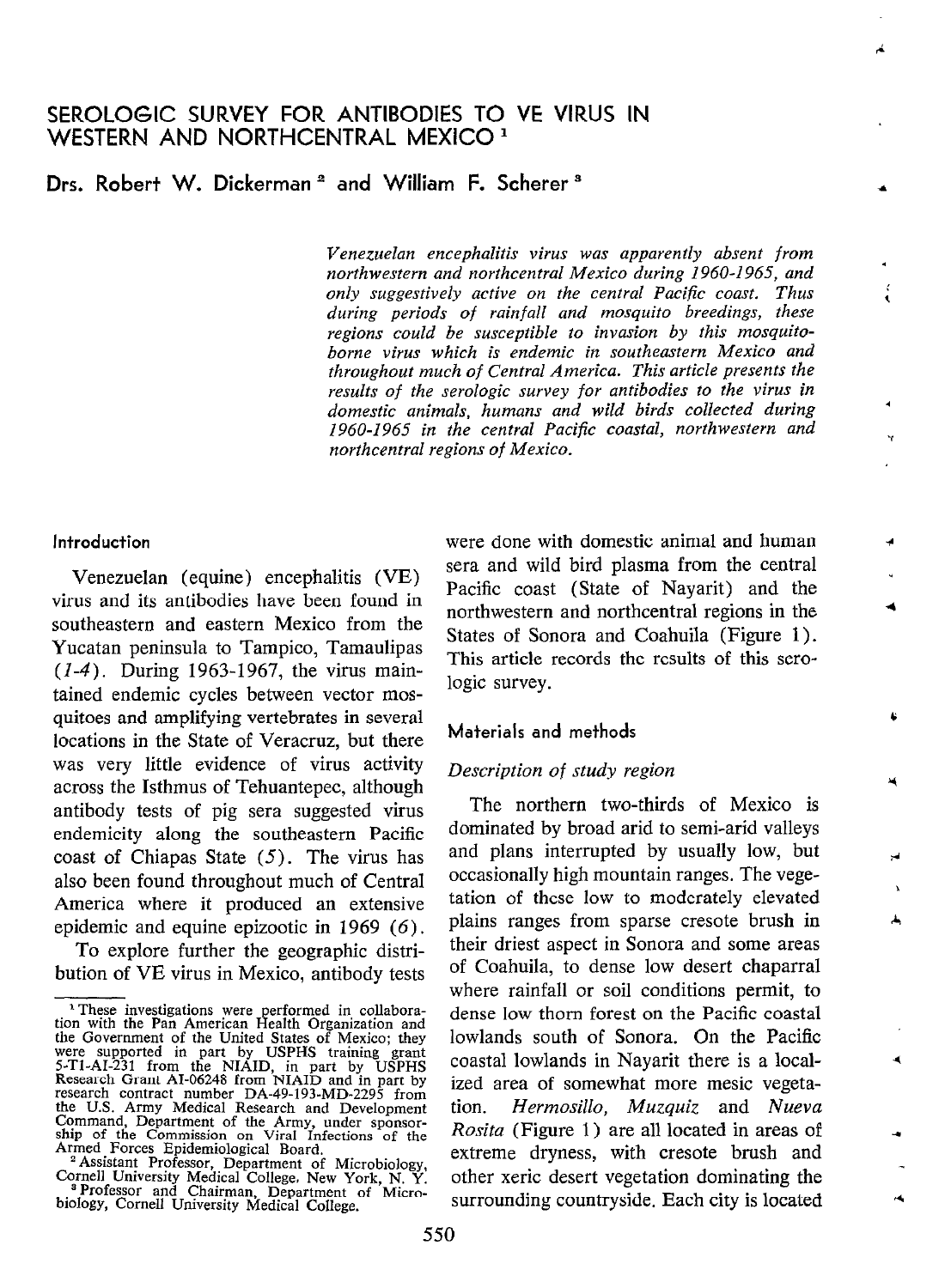# SEROLOGIC SURVEY FOR ANTIBODIES TO VE VIRUS IN WESTERN AND NORTHCENTRAL MEXICO[1]

**Drs. Robert W. Dickerman[2] and William F. Scherer[3]**

*Venezuelan encephalitis virus was apparently absent from northwestern and northcentral Mexico during 1960-1965, and only suggestively active on the central Pacific coast. Thus during periods of rainfall and mosquito breedings, these regions could be susceptible to invasion by this mosquito-borne virus which is endemic in southeastern Mexico and throughout much of Central America. This article presents the results of the serologic survey for antibodies to the virus in domestic animals, humans and wild birds collected during 1960-1965 in the central Pacific coastal, northwestern and northcentral regions of Mexico.*

## Introduction

Venezuelan (equine) encephalitis (VE) virus and its antibodies have been found in southeastern and eastern Mexico from the Yucatan peninsula to Tampico, Tamaulipas (*1-4*). During 1963-1967, the virus maintained endemic cycles between vector mosquitoes and amplifying vertebrates in several locations in the State of Veracruz, but there was very little evidence of virus activity across the Isthmus of Tehuantepec, although antibody tests of pig sera suggested virus endemicity along the southeastern Pacific coast of Chiapas State (*5*). The virus has also been found throughout much of Central America where it produced an extensive epidemic and equine epizootic in 1969 (*6*).

To explore further the geographic distribution of VE virus in Mexico, antibody tests were done with domestic animal and human sera and wild bird plasma from the central Pacific coast (State of Nayarit) and the northwestern and northcentral regions in the States of Sonora and Coahuila (Figure 1). This article records the results of this serologic survey.

## Materials and methods

### *Description of study region*

The northern two-thirds of Mexico is dominated by broad arid to semi-arid valleys and plans interrupted by usually low, but occasionally high mountain ranges. The vegetation of these low to moderately elevated plains ranges from sparse cresote brush in their driest aspect in Sonora and some areas of Coahuila, to dense low desert chaparral where rainfall or soil conditions permit, to dense low thorn forest on the Pacific coastal lowlands south of Sonora. On the Pacific coastal lowlands in Nayarit there is a localized area of somewhat more mesic vegetation. *Hermosillo, Muzquiz* and *Nueva Rosita* (Figure 1) are all located in areas of extreme dryness, with cresote brush and other xeric desert vegetation dominating the surrounding countryside. Each city is located

---

[1] These investigations were performed in collaboration with the Pan American Health Organization and the Government of the United States of Mexico; they were supported in part by USPHS training grant 5-T1-AI-231 from the NIAID, in part by USPHS Research Grant AI-06248 from NIAID and in part by research contract number DA-49-193-MD-2295 from the U.S. Army Medical Research and Development Command, Department of the Army, under sponsorship of the Commission on Viral Infections of the Armed Forces Epidemiological Board.

[2] Assistant Professor, Department of Microbiology, Cornell University Medical College, New York, N. Y.

[3] Professor and Chairman, Department of Microbiology, Cornell University Medical College.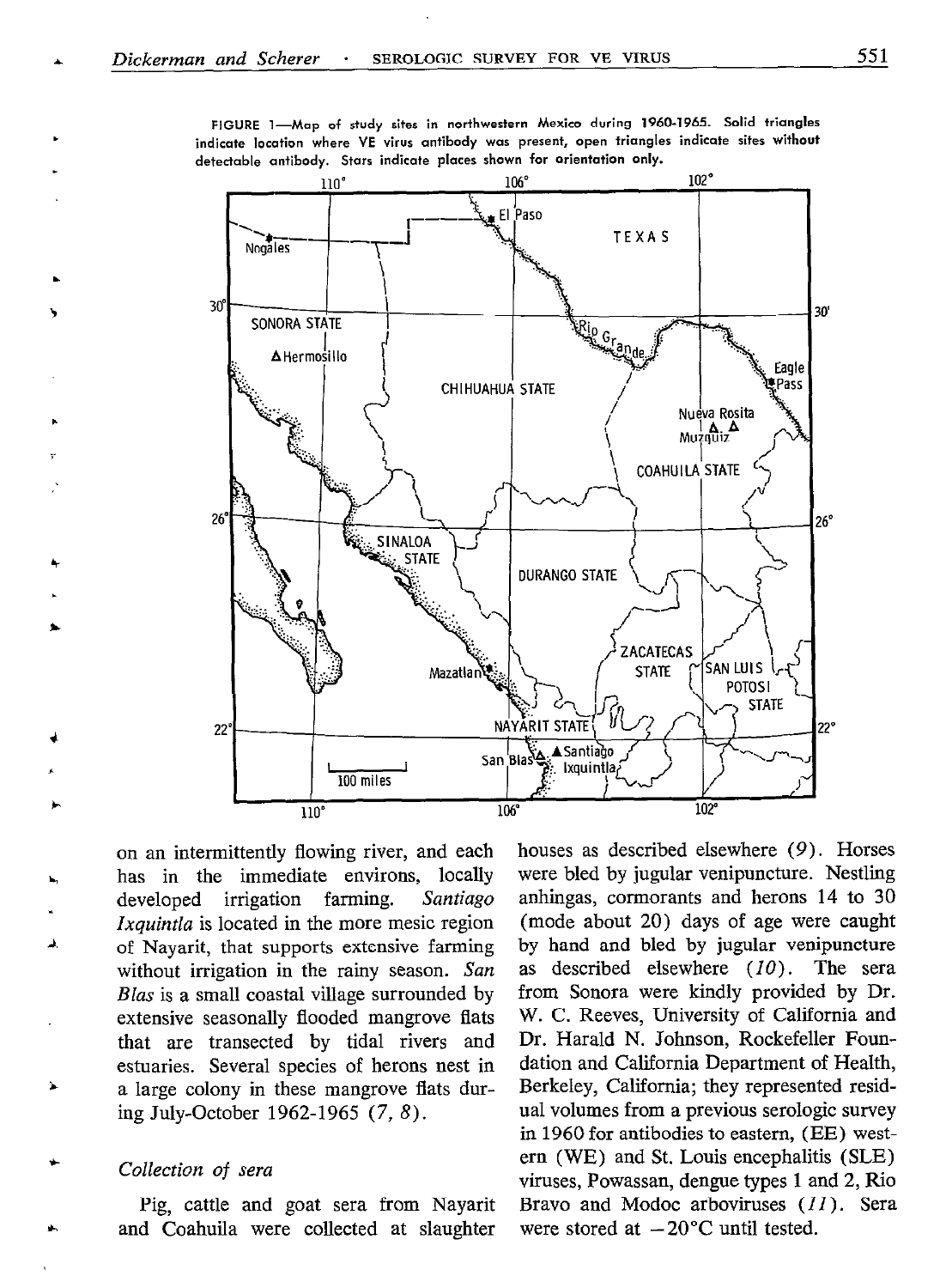FIGURE 1—Map of study sites in northwestern Mexico during 1960-1965. Solid triangles indicate location where VE virus antibody was present, open triangles indicate sites without detectable antibody. Stars indicate places shown for orientation only.

on an intermittently flowing river, and each has in the immediate environs, locally developed irrigation farming. *Santiago Ixquintla* is located in the more mesic region of Nayarit, that supports extensive farming without irrigation in the rainy season. *San Blas* is a small coastal village surrounded by extensive seasonally flooded mangrove flats that are transected by tidal rivers and estuaries. Several species of herons nest in a large colony in these mangrove flats during July-October 1962-1965 (*7, 8*).

### *Collection of sera*

Pig, cattle and goat sera from Nayarit and Coahuila were collected at slaughter houses as described elsewhere (*9*). Horses were bled by jugular venipuncture. Nestling anhingas, cormorants and herons 14 to 30 (mode about 20) days of age were caught by hand and bled by jugular venipuncture as described elsewhere (*10*). The sera from Sonora were kindly provided by Dr. W. C. Reeves, University of California and Dr. Harald N. Johnson, Rockefeller Foundation and California Department of Health, Berkeley, California; they represented residual volumes from a previous serologic survey in 1960 for antibodies to eastern, (EE) western (WE) and St. Louis encephalitis (SLE) viruses, Powassan, dengue types 1 and 2, Rio Bravo and Modoc arboviruses (*11*). Sera were stored at $-20$°C until tested.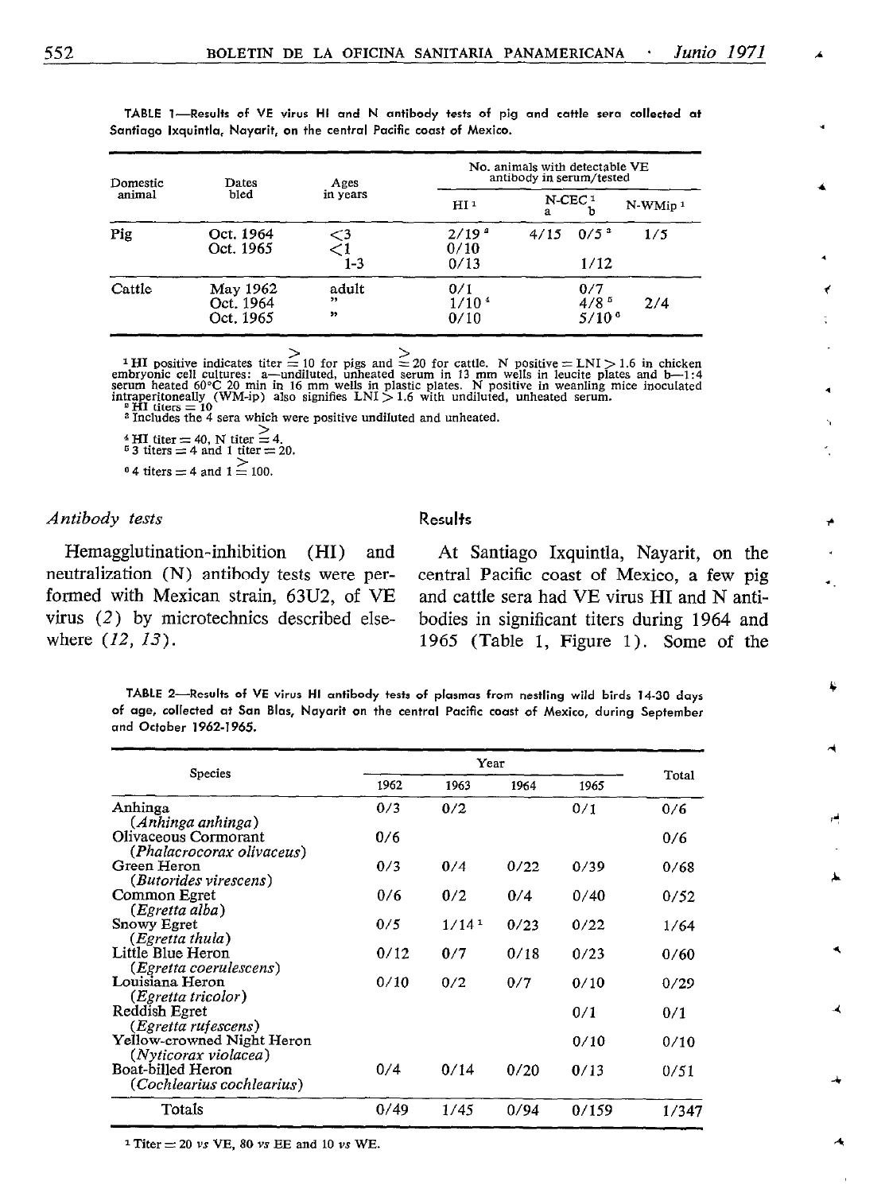TABLE 1—Results of VE virus HI and N antibody tests of pig and cattle sera collected at Santiago Ixquintla, Nayarit, on the central Pacific coast of Mexico.

| Domestic animal | Dates bled | Ages in years | No. animals with detectable VE antibody in serum/tested | | | |
|---|---|---|---|---|---|---|
| | | | HI [1] | N-CEC [1] a | N-CEC [1] b | N-WMip [1] |
| Pig | Oct. 1964 | <3 | 2/19 [2] | 4/15 | 0/5 [3] | 1/5 |
| | Oct. 1965 | <1 | 0/10 | | | |
| | | 1-3 | 0/13 | | 1/12 | |
| Cattle | May 1962 | adult | 0/1 | | 0/7 | |
| | Oct. 1964 | " | 1/10 [4] | | 4/8 [5] | 2/4 |
| | Oct. 1965 | " | 0/10 | | 5/10 [6] | |

[1] HI positive indicates titer ≥ 10 for pigs and ≥ 20 for cattle. N positive = LNI > 1.6 in chicken embryonic cell cultures: a—undiluted, unheated serum in 13 mm wells in leucite plates and b—1:4 serum heated 60°C 20 min in 16 mm wells in plastic plates. N positive in weanling mice inoculated intraperitoneally (WM-ip) also signifies LNI > 1.6 with undiluted, unheated serum.
[2] HI titers = 10
[3] Includes the 4 sera which were positive undiluted and unheated.
[4] HI titer = 40, N titer ≥ 4.
[5] 3 titers = 4 and 1 titer = 20.
[6] 4 titers = 4 and 1 ≥ 100.

*Antibody tests*

Hemagglutination-inhibition (HI) and neutralization (N) antibody tests were performed with Mexican strain, 63U2, of VE virus (*2*) by microtechnics described elsewhere (*12, 13*).

## Results

At Santiago Ixquintla, Nayarit, on the central Pacific coast of Mexico, a few pig and cattle sera had VE virus HI and N antibodies in significant titers during 1964 and 1965 (Table 1, Figure 1). Some of the

TABLE 2—Results of VE virus HI antibody tests of plasmas from nestling wild birds 14-30 days of age, collected at San Blas, Nayarit on the central Pacific coast of Mexico, during September and October 1962-1965.

| Species | Year 1962 | 1963 | 1964 | 1965 | Total |
|---|---|---|---|---|---|
| Anhinga (*Anhinga anhinga*) | 0/3 | 0/2 | | 0/1 | 0/6 |
| Olivaceous Cormorant (*Phalacrocorax olivaceus*) | 0/6 | | | | 0/6 |
| Green Heron (*Butorides virescens*) | 0/3 | 0/4 | 0/22 | 0/39 | 0/68 |
| Common Egret (*Egretta alba*) | 0/6 | 0/2 | 0/4 | 0/40 | 0/52 |
| Snowy Egret (*Egretta thula*) | 0/5 | 1/14 [1] | 0/23 | 0/22 | 1/64 |
| Little Blue Heron (*Egretta coerulescens*) | 0/12 | 0/7 | 0/18 | 0/23 | 0/60 |
| Louisiana Heron (*Egretta tricolor*) | 0/10 | 0/2 | 0/7 | 0/10 | 0/29 |
| Reddish Egret (*Egretta rufescens*) | | | | 0/1 | 0/1 |
| Yellow-crowned Night Heron (*Nyticorax violacea*) | | | | 0/10 | 0/10 |
| Boat-billed Heron (*Cochlearius cochlearius*) | 0/4 | 0/14 | 0/20 | 0/13 | 0/51 |
| Totals | 0/49 | 1/45 | 0/94 | 0/159 | 1/347 |

[1] Titer = 20 *vs* VE, 80 *vs* EE and 10 *vs* WE.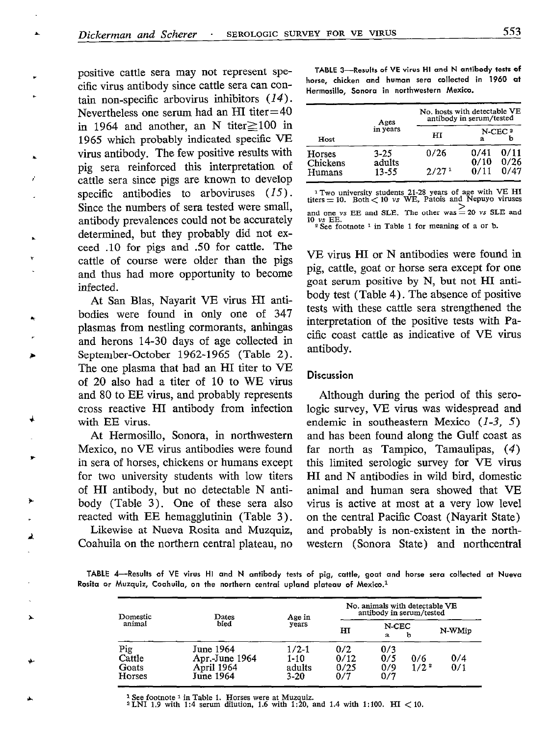positive cattle sera may not represent specific virus antibody since cattle sera can contain non-specific arbovirus inhibitors (14). Nevertheless one serum had an HI titer=40 in 1964 and another, an N titer≧100 in 1965 which probably indicated specific VE virus antibody. The few positive results with pig sera reinforced this interpretation of cattle sera since pigs are known to develop specific antibodies to arboviruses (15). Since the numbers of sera tested were small, antibody prevalences could not be accurately determined, but they probably did not exceed .10 for pigs and .50 for cattle. The cattle of course were older than the pigs and thus had more opportunity to become infected.

At San Blas, Nayarit VE virus HI antibodies were found in only one of 347 plasmas from nestling cormorants, anhingas and herons 14-30 days of age collected in September-October 1962-1965 (Table 2). The one plasma that had an HI titer to VE of 20 also had a titer of 10 to WE virus and 80 to EE virus, and probably represents cross reactive HI antibody from infection with EE virus.

At Hermosillo, Sonora, in northwestern Mexico, no VE virus antibodies were found in sera of horses, chickens or humans except for two university students with low titers of HI antibody, but no detectable N antibody (Table 3). One of these sera also reacted with EE hemagglutinin (Table 3).

Likewise at Nueva Rosita and Muzquiz, Coahuila on the northern central plateau, no VE virus HI or N antibodies were found in pig, cattle, goat or horse sera except for one goat serum positive by N, but not HI antibody test (Table 4). The absence of positive tests with these cattle sera strengthened the interpretation of the positive tests with Pacific coast cattle as indicative of VE virus antibody.

TABLE 3—Results of VE virus HI and N antibody tests of horse, chicken and human sera collected in 1960 at Hermosillo, Sonora in northwestern Mexico.

| Host | Ages in years | No. hosts with detectable VE antibody in serum/tested | | |
|---|---|---|---|---|
| | | HI | N-CEC[2] a | N-CEC[2] b |
| Horses | 3-25 | 0/26 | 0/41 | 0/11 |
| Chickens | adults | | 0/10 | 0/26 |
| Humans | 13-55 | 2/27[1] | 0/11 | 0/47 |

[1] Two university students 21-28 years of age with VE HI titers = 10. Both < 10 vs WE, Patois and Nepuyo viruses and one vs EE and SLE. The other was ≧ 20 vs SLE and 10 vs EE.
[2] See footnote [1] in Table 1 for meaning of a or b.

## Discussion

Although during the period of this serologic survey, VE virus was widespread and endemic in southeastern Mexico (1-3, 5) and has been found along the Gulf coast as far north as Tampico, Tamaulipas, (4) this limited serologic survey for VE virus HI and N antibodies in wild bird, domestic animal and human sera showed that VE virus is active at most at a very low level on the central Pacific Coast (Nayarit State) and probably is non-existent in the northwestern (Sonora State) and northcentral

TABLE 4—Results of VE virus HI and N antibody tests of pig, cattle, goat and horse sera collected at Nueva Rosita or Muzquiz, Coahuila, on the northern central upland plateau of Mexico.[1]

| Domestic animal | Dates bled | Age in years | No. animals with detectable VE antibody in serum/tested | | | |
|---|---|---|---|---|---|---|
| | | | HI | N-CEC a | N-CEC b | N-WMip |
| Pig | June 1964 | 1/2-1 | 0/2 | 0/3 | | |
| Cattle | Apr.-June 1964 | 1-10 | 0/12 | 0/5 | 0/6 | 0/4 |
| Goats | April 1964 | adults | 0/25 | 0/9 | 1/2[2] | 0/1 |
| Horses | June 1964 | 3-20 | 0/7 | 0/7 | | |

[1] See footnote [1] in Table 1. Horses were at Muzquiz.
[2] LNI 1.9 with 1:4 serum dilution, 1.6 with 1:20, and 1.4 with 1:100. HI < 10.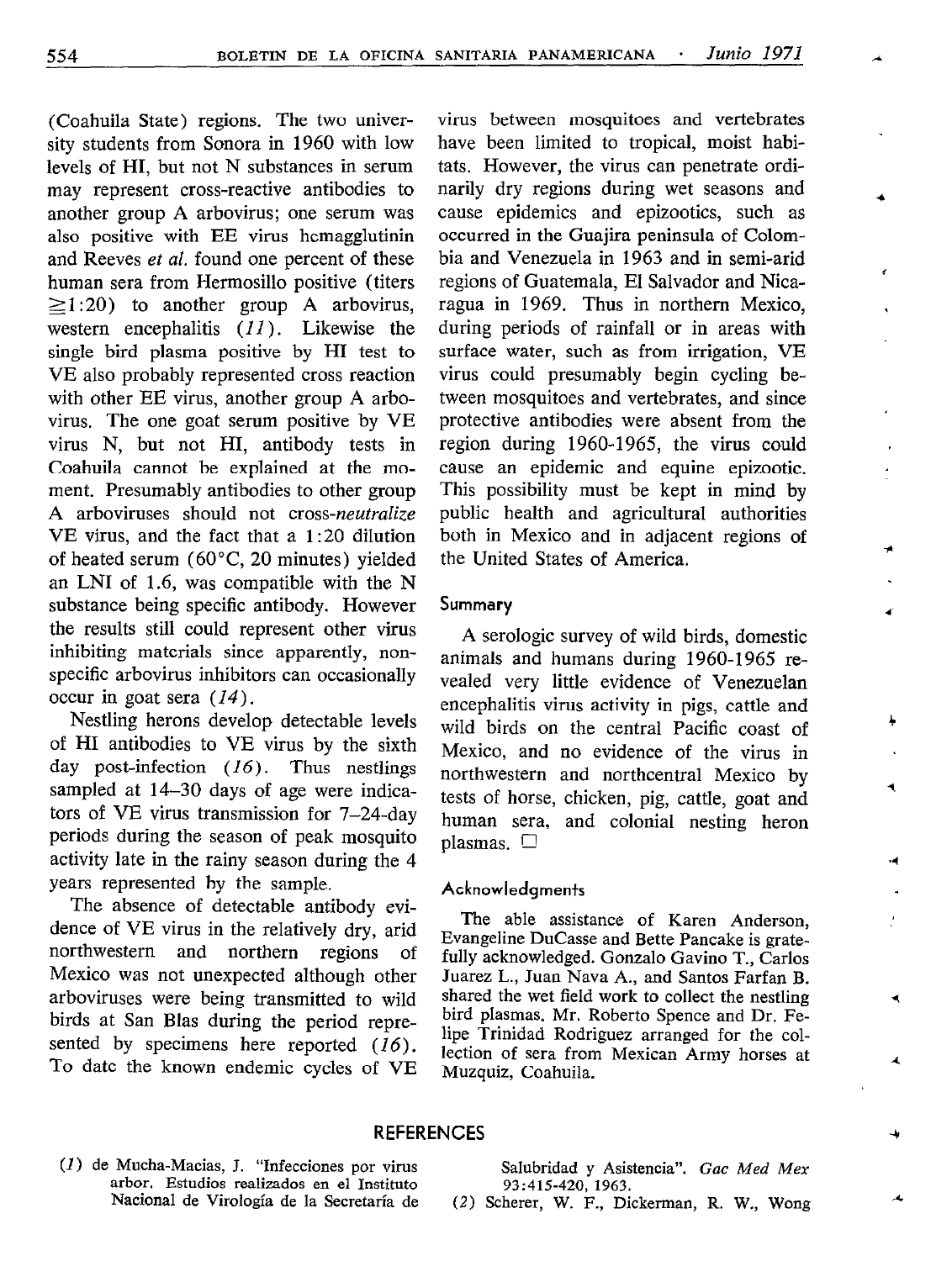(Coahuila State) regions. The two university students from Sonora in 1960 with low levels of HI, but not N substances in serum may represent cross-reactive antibodies to another group A arbovirus; one serum was also positive with EE virus hemagglutinin and Reeves *et al.* found one percent of these human sera from Hermosillo positive (titers $\geq$1:20) to another group A arbovirus, western encephalitis (*11*). Likewise the single bird plasma positive by HI test to VE also probably represented cross reaction with other EE virus, another group A arbovirus. The one goat serum positive by VE virus N, but not HI, antibody tests in Coahuila cannot be explained at the moment. Presumably antibodies to other group A arboviruses should not cross-*neutralize* VE virus, and the fact that a 1:20 dilution of heated serum (60°C, 20 minutes) yielded an LNI of 1.6, was compatible with the N substance being specific antibody. However the results still could represent other virus inhibiting materials since apparently, nonspecific arbovirus inhibitors can occasionally occur in goat sera (*14*).

Nestling herons develop detectable levels of HI antibodies to VE virus by the sixth day post-infection (*16*). Thus nestlings sampled at 14–30 days of age were indicators of VE virus transmission for 7–24-day periods during the season of peak mosquito activity late in the rainy season during the 4 years represented by the sample.

The absence of detectable antibody evidence of VE virus in the relatively dry, arid northwestern and northern regions of Mexico was not unexpected although other arboviruses were being transmitted to wild birds at San Blas during the period represented by specimens here reported (*16*). To date the known endemic cycles of VE virus between mosquitoes and vertebrates have been limited to tropical, moist habitats. However, the virus can penetrate ordinarily dry regions during wet seasons and cause epidemics and epizootics, such as occurred in the Guajira peninsula of Colombia and Venezuela in 1963 and in semi-arid regions of Guatemala, El Salvador and Nicaragua in 1969. Thus in northern Mexico, during periods of rainfall or in areas with surface water, such as from irrigation, VE virus could presumably begin cycling between mosquitoes and vertebrates, and since protective antibodies were absent from the region during 1960-1965, the virus could cause an epidemic and equine epizootic. This possibility must be kept in mind by public health and agricultural authorities both in Mexico and in adjacent regions of the United States of America.

## Summary

A serologic survey of wild birds, domestic animals and humans during 1960-1965 revealed very little evidence of Venezuelan encephalitis virus activity in pigs, cattle and wild birds on the central Pacific coast of Mexico, and no evidence of the virus in northwestern and northcentral Mexico by tests of horse, chicken, pig, cattle, goat and human sera, and colonial nesting heron plasmas. □

## Acknowledgments

The able assistance of Karen Anderson, Evangeline DuCasse and Bette Pancake is gratefully acknowledged. Gonzalo Gavino T., Carlos Juarez L., Juan Nava A., and Santos Farfan B. shared the wet field work to collect the nestling bird plasmas. Mr. Roberto Spence and Dr. Felipe Trinidad Rodriguez arranged for the collection of sera from Mexican Army horses at Muzquiz, Coahuila.

## REFERENCES

(*1*) de Mucha-Macias, J. "Infecciones por virus arbor. Estudios realizados en el Instituto Nacional de Virología de la Secretaría de Salubridad y Asistencia". *Gac Med Mex* 93:415-420, 1963.

(*2*) Scherer, W. F., Dickerman, R. W., Wong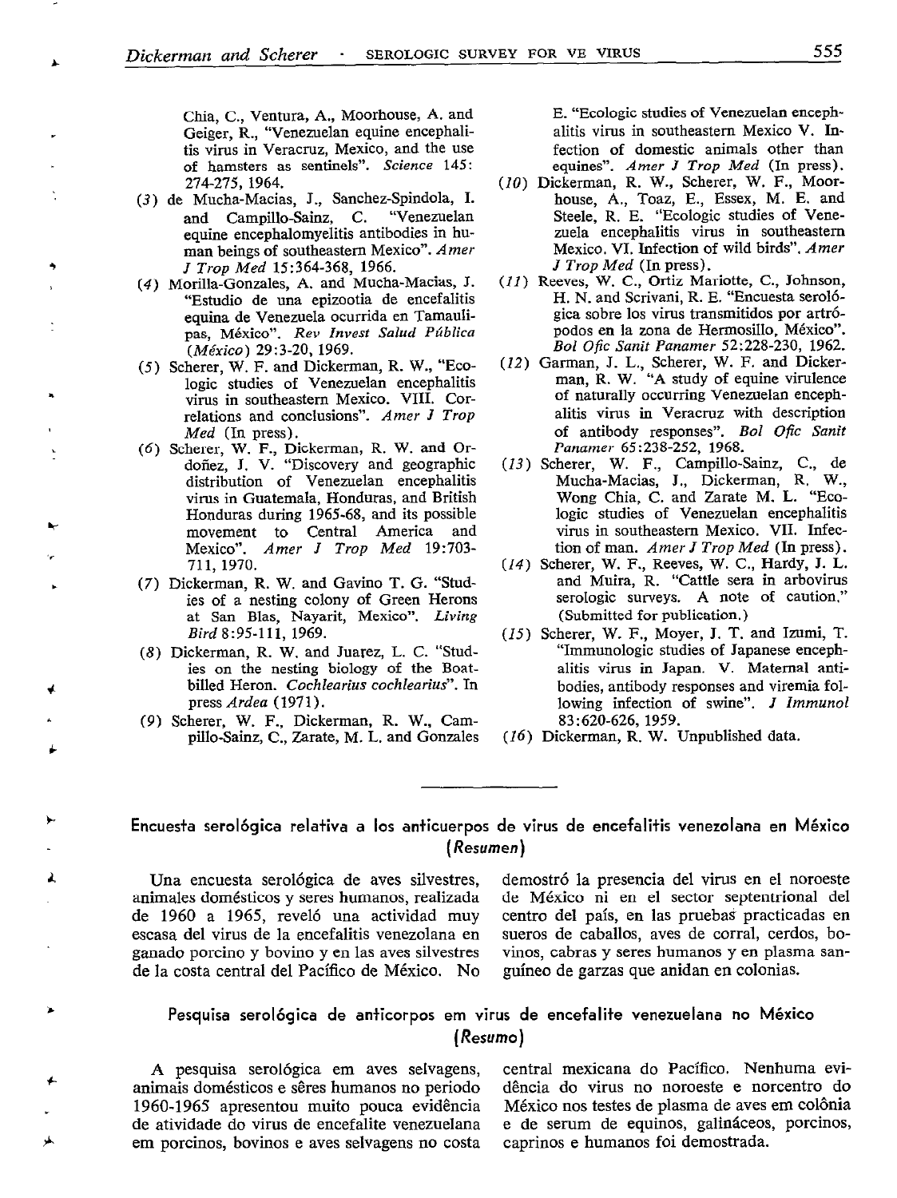Chia, C., Ventura, A., Moorhouse, A. and Geiger, R., "Venezuelan equine encephalitis virus in Veracruz, Mexico, and the use of hamsters as sentinels". *Science* 145: 274-275, 1964.

(3) de Mucha-Macias, J., Sanchez-Spindola, I. and Campillo-Sainz, C. "Venezuelan equine encephalomyelitis antibodies in human beings of southeastern Mexico". *Amer J Trop Med* 15:364-368, 1966.

(4) Morilla-Gonzales, A. and Mucha-Macias, J. "Estudio de una epizootia de encefalitis equina de Venezuela ocurrida en Tamaulipas, México". *Rev Invest Salud Pública (México)* 29:3-20, 1969.

(5) Scherer, W. F. and Dickerman, R. W., "Ecologic studies of Venezuelan encephalitis virus in southeastern Mexico. VIII. Correlations and conclusions". *Amer J Trop Med* (In press).

(6) Scherer, W. F., Dickerman, R. W. and Ordoñez, J. V. "Discovery and geographic distribution of Venezuelan encephalitis virus in Guatemala, Honduras, and British Honduras during 1965-68, and its possible movement to Central America and Mexico". *Amer J Trop Med* 19:703-711, 1970.

(7) Dickerman, R. W. and Gavino T. G. "Studies of a nesting colony of Green Herons at San Blas, Nayarit, Mexico". *Living Bird* 8:95-111, 1969.

(8) Dickerman, R. W. and Juarez, L. C. "Studies on the nesting biology of the Boat-billed Heron. *Cochlearius cochlearius*". In press *Ardea* (1971).

(9) Scherer, W. F., Dickerman, R. W., Campillo-Sainz, C., Zarate, M. L. and Gonzales E. "Ecologic studies of Venezuelan encephalitis virus in southeastern Mexico V. Infection of domestic animals other than equines". *Amer J Trop Med* (In press).

(10) Dickerman, R. W., Scherer, W. F., Moorhouse, A., Toaz, E., Essex, M. E. and Steele, R. E. "Ecologic studies of Venezuela encephalitis virus in southeastern Mexico. VI. Infection of wild birds". *Amer J Trop Med* (In press).

(11) Reeves, W. C., Ortiz Mariotte, C., Johnson, H. N. and Scrivani, R. E. "Encuesta serológica sobre los virus transmitidos por artrópodos en la zona de Hermosillo, México". *Bol Ofic Sanit Panamer* 52:228-230, 1962.

(12) Garman, J. L., Scherer, W. F. and Dickerman, R. W. "A study of equine virulence of naturally occurring Venezuelan encephalitis virus in Veracruz with description of antibody responses". *Bol Ofic Sanit Panamer* 65:238-252, 1968.

(13) Scherer, W. F., Campillo-Sainz, C., de Mucha-Macias, J., Dickerman, R. W., Wong Chia, C. and Zarate M. L. "Ecologic studies of Venezuelan encephalitis virus in southeastern Mexico. VII. Infection of man. *Amer J Trop Med* (In press).

(14) Scherer, W. F., Reeves, W. C., Hardy, J. L. and Muira, R. "Cattle sera in arbovirus serologic surveys. A note of caution." (Submitted for publication.)

(15) Scherer, W. F., Moyer, J. T. and Izumi, T. "Immunologic studies of Japanese encephalitis virus in Japan. V. Maternal antibodies, antibody responses and viremia following infection of swine". *J Immunol* 83:620-626, 1959.

(16) Dickerman, R. W. Unpublished data.

---

## Encuesta serológica relativa a los anticuerpos de virus de encefalitis venezolana en México (*Resumen*)

Una encuesta serológica de aves silvestres, animales domésticos y seres humanos, realizada de 1960 a 1965, reveló una actividad muy escasa del virus de la encefalitis venezolana en ganado porcino y bovino y en las aves silvestres de la costa central del Pacífico de México. No demostró la presencia del virus en el noroeste de México ni en el sector septentrional del centro del país, en las pruebas practicadas en sueros de caballos, aves de corral, cerdos, bovinos, cabras y seres humanos y en plasma sanguíneo de garzas que anidan en colonias.

## Pesquisa serológica de anticorpos em virus de encefalite venezuelana no México (*Resumo*)

A pesquisa serológica em aves selvagens, animais domésticos e sêres humanos no periodo 1960-1965 apresentou muito pouca evidência de atividade do virus de encefalite venezuelana em porcinos, bovinos e aves selvagens no costa central mexicana do Pacífico. Nenhuma evidência do virus no noroeste e norcentro do México nos testes de plasma de aves em colônia e de serum de equinos, galináceos, porcinos, caprinos e humanos foi demostrada.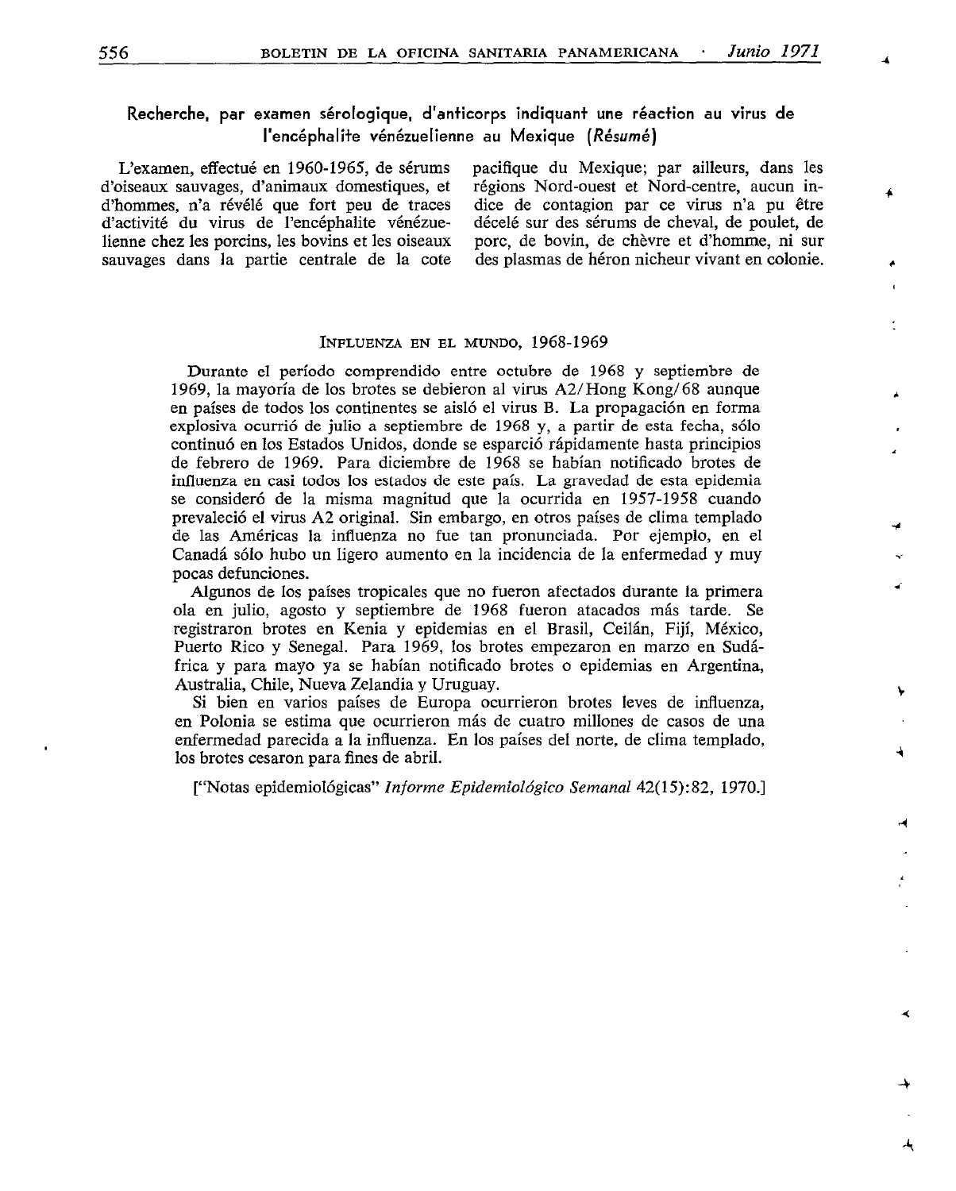## Recherche, par examen sérologique, d'anticorps indiquant une réaction au virus de l'encéphalite vénézuelienne au Mexique (*Résumé*)

L'examen, effectué en 1960-1965, de sérums d'oiseaux sauvages, d'animaux domestiques, et d'hommes, n'a révélé que fort peu de traces d'activité du virus de l'encéphalite vénézuelienne chez les porcins, les bovins et les oiseaux sauvages dans la partie centrale de la cote pacifique du Mexique; par ailleurs, dans les régions Nord-ouest et Nord-centre, aucun indice de contagion par ce virus n'a pu être décelé sur des sérums de cheval, de poulet, de porc, de bovin, de chèvre et d'homme, ni sur des plasmas de héron nicheur vivant en colonie.

### Influenza en el mundo, 1968-1969

Durante el período comprendido entre octubre de 1968 y septiembre de 1969, la mayoría de los brotes se debieron al virus A2/Hong Kong/68 aunque en países de todos los continentes se aisló el virus B. La propagación en forma explosiva ocurrió de julio a septiembre de 1968 y, a partir de esta fecha, sólo continuó en los Estados Unidos, donde se esparció rápidamente hasta principios de febrero de 1969. Para diciembre de 1968 se habían notificado brotes de influenza en casi todos los estados de este país. La gravedad de esta epidemia se consideró de la misma magnitud que la ocurrida en 1957-1958 cuando prevaleció el virus A2 original. Sin embargo, en otros países de clima templado de las Américas la influenza no fue tan pronunciada. Por ejemplo, en el Canadá sólo hubo un ligero aumento en la incidencia de la enfermedad y muy pocas defunciones.

Algunos de los países tropicales que no fueron afectados durante la primera ola en julio, agosto y septiembre de 1968 fueron atacados más tarde. Se registraron brotes en Kenia y epidemias en el Brasil, Ceilán, Fijí, México, Puerto Rico y Senegal. Para 1969, los brotes empezaron en marzo en Sudáfrica y para mayo ya se habían notificado brotes o epidemias en Argentina, Australia, Chile, Nueva Zelandia y Uruguay.

Si bien en varios países de Europa ocurrieron brotes leves de influenza, en Polonia se estima que ocurrieron más de cuatro millones de casos de una enfermedad parecida a la influenza. En los países del norte, de clima templado, los brotes cesaron para fines de abril.

["Notas epidemiológicas" *Informe Epidemiológico Semanal* 42(15):82, 1970.]